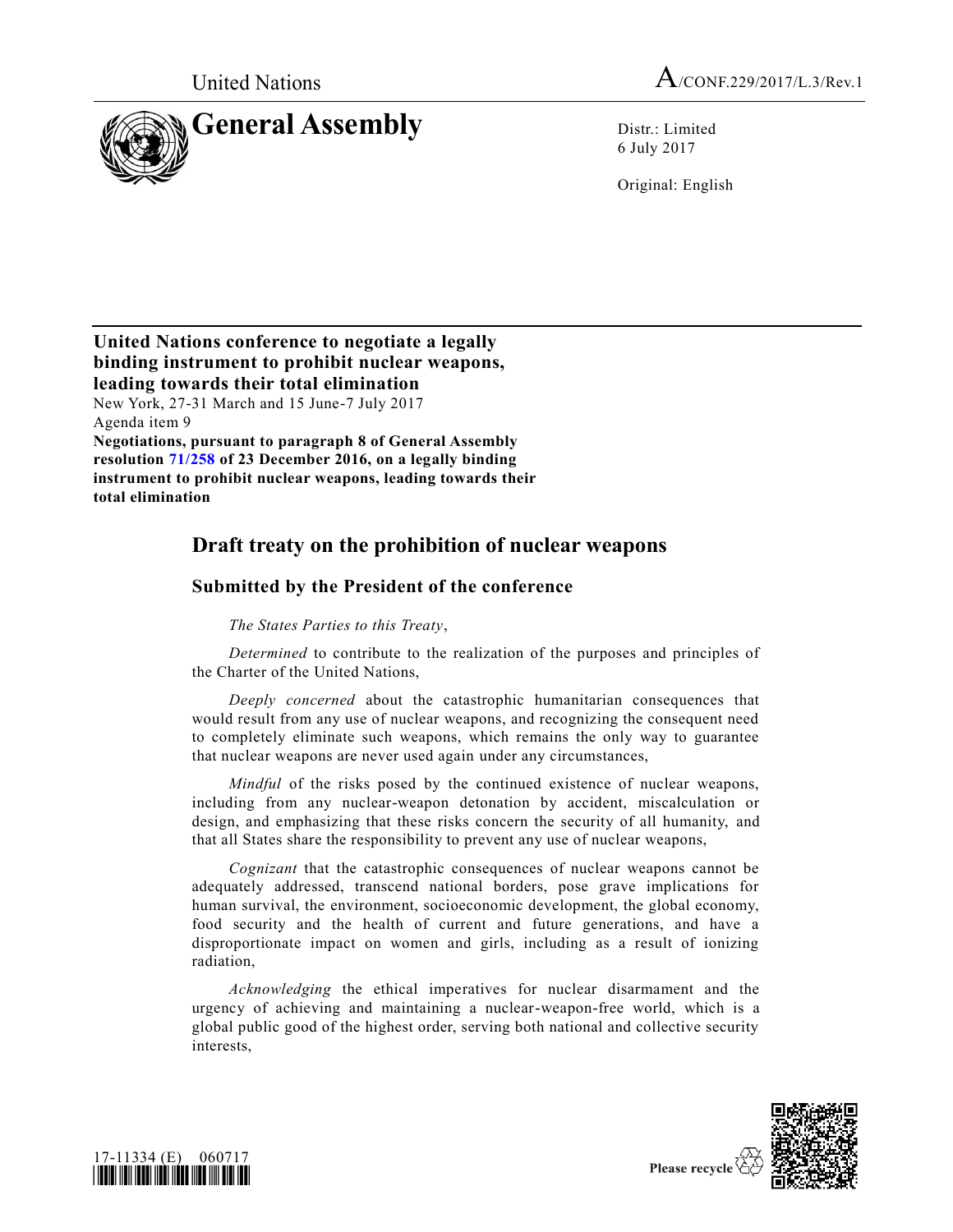United Nations

A/CONF.229/2017/L.3/Rev.1

# General Assembly

Distr.: Limited
6 July 2017

Original: English

**United Nations conference to negotiate a legally binding instrument to prohibit nuclear weapons, leading towards their total elimination**
New York, 27-31 March and 15 June-7 July 2017
Agenda item 9
**Negotiations, pursuant to paragraph 8 of General Assembly resolution 71/258 of 23 December 2016, on a legally binding instrument to prohibit nuclear weapons, leading towards their total elimination**

## Draft treaty on the prohibition of nuclear weapons

### Submitted by the President of the conference

*The States Parties to this Treaty*,

*Determined* to contribute to the realization of the purposes and principles of the Charter of the United Nations,

*Deeply concerned* about the catastrophic humanitarian consequences that would result from any use of nuclear weapons, and recognizing the consequent need to completely eliminate such weapons, which remains the only way to guarantee that nuclear weapons are never used again under any circumstances,

*Mindful* of the risks posed by the continued existence of nuclear weapons, including from any nuclear-weapon detonation by accident, miscalculation or design, and emphasizing that these risks concern the security of all humanity, and that all States share the responsibility to prevent any use of nuclear weapons,

*Cognizant* that the catastrophic consequences of nuclear weapons cannot be adequately addressed, transcend national borders, pose grave implications for human survival, the environment, socioeconomic development, the global economy, food security and the health of current and future generations, and have a disproportionate impact on women and girls, including as a result of ionizing radiation,

*Acknowledging* the ethical imperatives for nuclear disarmament and the urgency of achieving and maintaining a nuclear-weapon-free world, which is a global public good of the highest order, serving both national and collective security interests,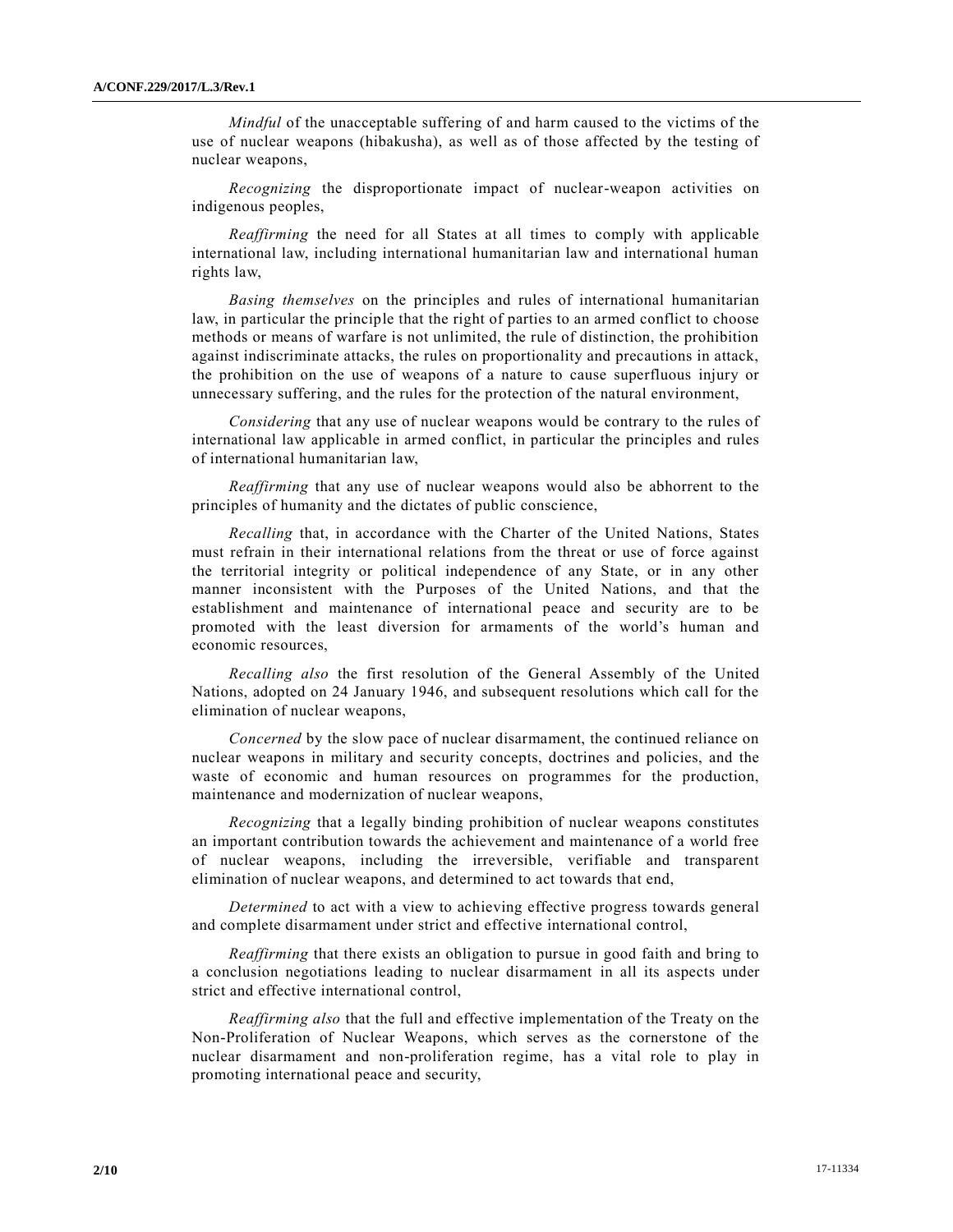*Mindful* of the unacceptable suffering of and harm caused to the victims of the use of nuclear weapons (hibakusha), as well as of those affected by the testing of nuclear weapons,

*Recognizing* the disproportionate impact of nuclear-weapon activities on indigenous peoples,

*Reaffirming* the need for all States at all times to comply with applicable international law, including international humanitarian law and international human rights law,

*Basing themselves* on the principles and rules of international humanitarian law, in particular the principle that the right of parties to an armed conflict to choose methods or means of warfare is not unlimited, the rule of distinction, the prohibition against indiscriminate attacks, the rules on proportionality and precautions in attack, the prohibition on the use of weapons of a nature to cause superfluous injury or unnecessary suffering, and the rules for the protection of the natural environment,

*Considering* that any use of nuclear weapons would be contrary to the rules of international law applicable in armed conflict, in particular the principles and rules of international humanitarian law,

*Reaffirming* that any use of nuclear weapons would also be abhorrent to the principles of humanity and the dictates of public conscience,

*Recalling* that, in accordance with the Charter of the United Nations, States must refrain in their international relations from the threat or use of force against the territorial integrity or political independence of any State, or in any other manner inconsistent with the Purposes of the United Nations, and that the establishment and maintenance of international peace and security are to be promoted with the least diversion for armaments of the world's human and economic resources,

*Recalling also* the first resolution of the General Assembly of the United Nations, adopted on 24 January 1946, and subsequent resolutions which call for the elimination of nuclear weapons,

*Concerned* by the slow pace of nuclear disarmament, the continued reliance on nuclear weapons in military and security concepts, doctrines and policies, and the waste of economic and human resources on programmes for the production, maintenance and modernization of nuclear weapons,

*Recognizing* that a legally binding prohibition of nuclear weapons constitutes an important contribution towards the achievement and maintenance of a world free of nuclear weapons, including the irreversible, verifiable and transparent elimination of nuclear weapons, and determined to act towards that end,

*Determined* to act with a view to achieving effective progress towards general and complete disarmament under strict and effective international control,

*Reaffirming* that there exists an obligation to pursue in good faith and bring to a conclusion negotiations leading to nuclear disarmament in all its aspects under strict and effective international control,

*Reaffirming also* that the full and effective implementation of the Treaty on the Non-Proliferation of Nuclear Weapons, which serves as the cornerstone of the nuclear disarmament and non-proliferation regime, has a vital role to play in promoting international peace and security,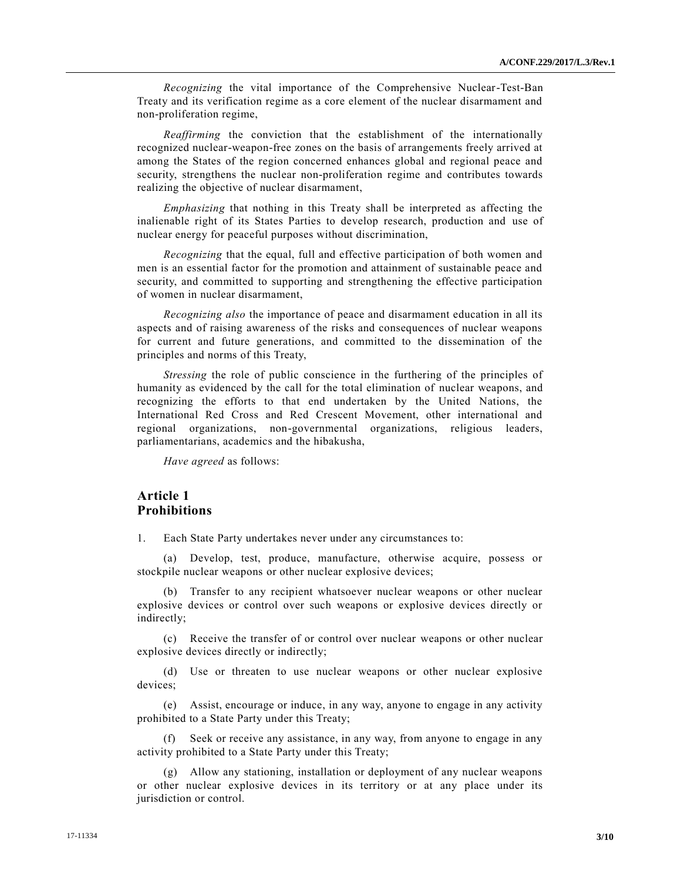*Recognizing* the vital importance of the Comprehensive Nuclear-Test-Ban Treaty and its verification regime as a core element of the nuclear disarmament and non-proliferation regime,

*Reaffirming* the conviction that the establishment of the internationally recognized nuclear-weapon-free zones on the basis of arrangements freely arrived at among the States of the region concerned enhances global and regional peace and security, strengthens the nuclear non-proliferation regime and contributes towards realizing the objective of nuclear disarmament,

*Emphasizing* that nothing in this Treaty shall be interpreted as affecting the inalienable right of its States Parties to develop research, production and use of nuclear energy for peaceful purposes without discrimination,

*Recognizing* that the equal, full and effective participation of both women and men is an essential factor for the promotion and attainment of sustainable peace and security, and committed to supporting and strengthening the effective participation of women in nuclear disarmament,

*Recognizing also* the importance of peace and disarmament education in all its aspects and of raising awareness of the risks and consequences of nuclear weapons for current and future generations, and committed to the dissemination of the principles and norms of this Treaty,

*Stressing* the role of public conscience in the furthering of the principles of humanity as evidenced by the call for the total elimination of nuclear weapons, and recognizing the efforts to that end undertaken by the United Nations, the International Red Cross and Red Crescent Movement, other international and regional organizations, non-governmental organizations, religious leaders, parliamentarians, academics and the hibakusha,

*Have agreed* as follows:

## Article 1
## Prohibitions

1. Each State Party undertakes never under any circumstances to:

(a) Develop, test, produce, manufacture, otherwise acquire, possess or stockpile nuclear weapons or other nuclear explosive devices;

(b) Transfer to any recipient whatsoever nuclear weapons or other nuclear explosive devices or control over such weapons or explosive devices directly or indirectly;

(c) Receive the transfer of or control over nuclear weapons or other nuclear explosive devices directly or indirectly;

(d) Use or threaten to use nuclear weapons or other nuclear explosive devices;

(e) Assist, encourage or induce, in any way, anyone to engage in any activity prohibited to a State Party under this Treaty;

(f) Seek or receive any assistance, in any way, from anyone to engage in any activity prohibited to a State Party under this Treaty;

(g) Allow any stationing, installation or deployment of any nuclear weapons or other nuclear explosive devices in its territory or at any place under its jurisdiction or control.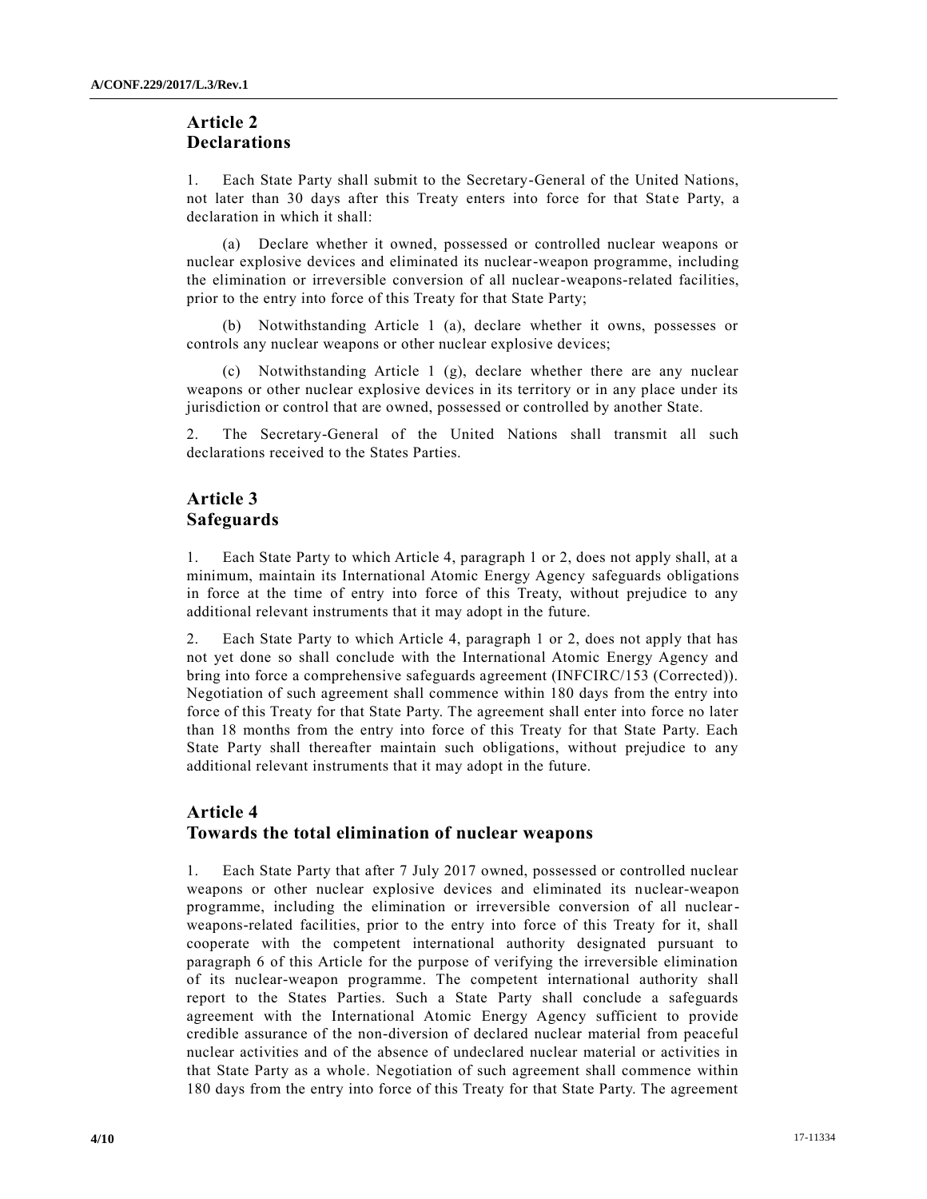## Article 2
## Declarations

1. Each State Party shall submit to the Secretary-General of the United Nations, not later than 30 days after this Treaty enters into force for that State Party, a declaration in which it shall:

(a) Declare whether it owned, possessed or controlled nuclear weapons or nuclear explosive devices and eliminated its nuclear-weapon programme, including the elimination or irreversible conversion of all nuclear-weapons-related facilities, prior to the entry into force of this Treaty for that State Party;

(b) Notwithstanding Article 1 (a), declare whether it owns, possesses or controls any nuclear weapons or other nuclear explosive devices;

(c) Notwithstanding Article 1 (g), declare whether there are any nuclear weapons or other nuclear explosive devices in its territory or in any place under its jurisdiction or control that are owned, possessed or controlled by another State.

2. The Secretary-General of the United Nations shall transmit all such declarations received to the States Parties.

## Article 3
## Safeguards

1. Each State Party to which Article 4, paragraph 1 or 2, does not apply shall, at a minimum, maintain its International Atomic Energy Agency safeguards obligations in force at the time of entry into force of this Treaty, without prejudice to any additional relevant instruments that it may adopt in the future.

2. Each State Party to which Article 4, paragraph 1 or 2, does not apply that has not yet done so shall conclude with the International Atomic Energy Agency and bring into force a comprehensive safeguards agreement (INFCIRC/153 (Corrected)). Negotiation of such agreement shall commence within 180 days from the entry into force of this Treaty for that State Party. The agreement shall enter into force no later than 18 months from the entry into force of this Treaty for that State Party. Each State Party shall thereafter maintain such obligations, without prejudice to any additional relevant instruments that it may adopt in the future.

## Article 4
## Towards the total elimination of nuclear weapons

1. Each State Party that after 7 July 2017 owned, possessed or controlled nuclear weapons or other nuclear explosive devices and eliminated its nuclear-weapon programme, including the elimination or irreversible conversion of all nuclear-weapons-related facilities, prior to the entry into force of this Treaty for it, shall cooperate with the competent international authority designated pursuant to paragraph 6 of this Article for the purpose of verifying the irreversible elimination of its nuclear-weapon programme. The competent international authority shall report to the States Parties. Such a State Party shall conclude a safeguards agreement with the International Atomic Energy Agency sufficient to provide credible assurance of the non-diversion of declared nuclear material from peaceful nuclear activities and of the absence of undeclared nuclear material or activities in that State Party as a whole. Negotiation of such agreement shall commence within 180 days from the entry into force of this Treaty for that State Party. The agreement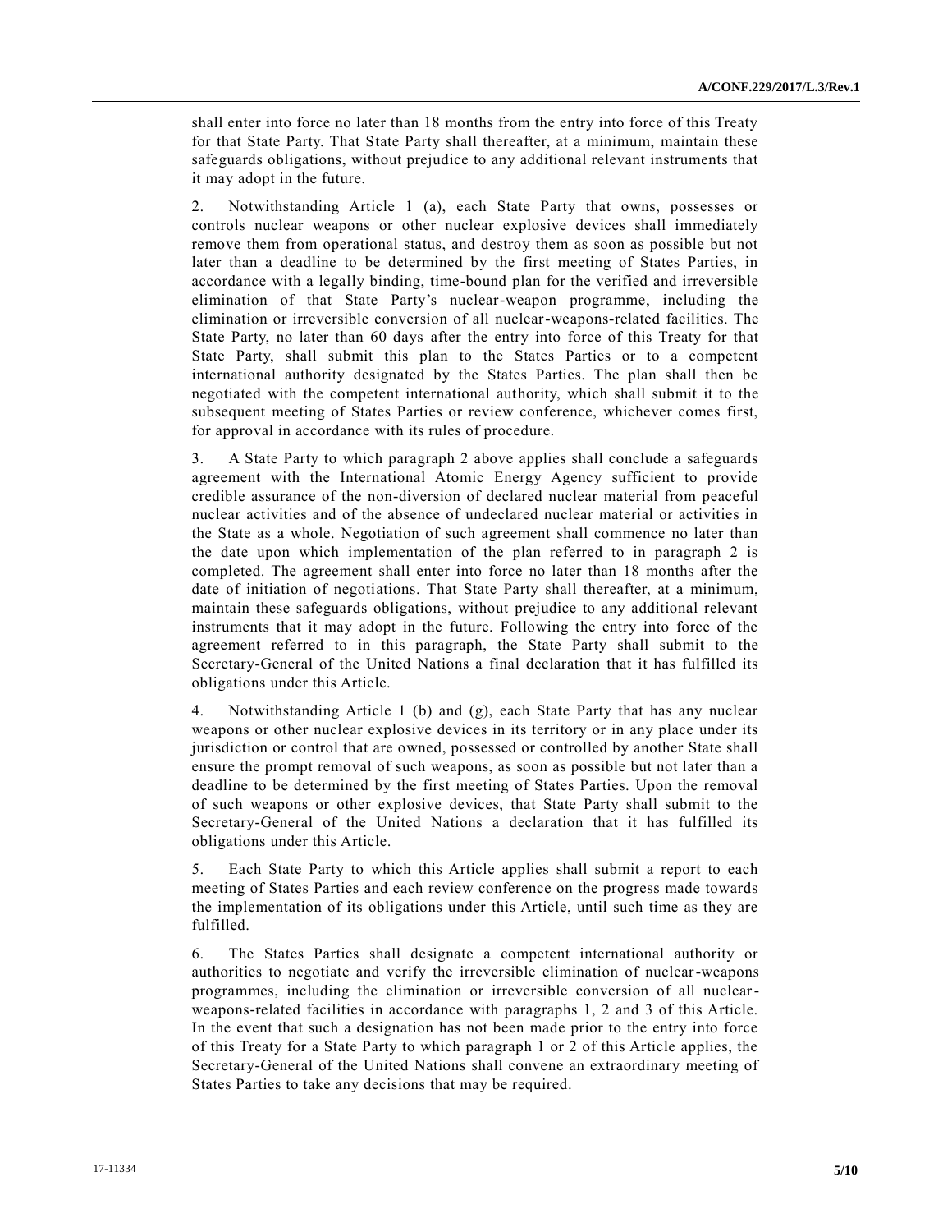shall enter into force no later than 18 months from the entry into force of this Treaty for that State Party. That State Party shall thereafter, at a minimum, maintain these safeguards obligations, without prejudice to any additional relevant instruments that it may adopt in the future.

2. Notwithstanding Article 1 (a), each State Party that owns, possesses or controls nuclear weapons or other nuclear explosive devices shall immediately remove them from operational status, and destroy them as soon as possible but not later than a deadline to be determined by the first meeting of States Parties, in accordance with a legally binding, time-bound plan for the verified and irreversible elimination of that State Party's nuclear-weapon programme, including the elimination or irreversible conversion of all nuclear-weapons-related facilities. The State Party, no later than 60 days after the entry into force of this Treaty for that State Party, shall submit this plan to the States Parties or to a competent international authority designated by the States Parties. The plan shall then be negotiated with the competent international authority, which shall submit it to the subsequent meeting of States Parties or review conference, whichever comes first, for approval in accordance with its rules of procedure.

3. A State Party to which paragraph 2 above applies shall conclude a safeguards agreement with the International Atomic Energy Agency sufficient to provide credible assurance of the non-diversion of declared nuclear material from peaceful nuclear activities and of the absence of undeclared nuclear material or activities in the State as a whole. Negotiation of such agreement shall commence no later than the date upon which implementation of the plan referred to in paragraph 2 is completed. The agreement shall enter into force no later than 18 months after the date of initiation of negotiations. That State Party shall thereafter, at a minimum, maintain these safeguards obligations, without prejudice to any additional relevant instruments that it may adopt in the future. Following the entry into force of the agreement referred to in this paragraph, the State Party shall submit to the Secretary-General of the United Nations a final declaration that it has fulfilled its obligations under this Article.

4. Notwithstanding Article 1 (b) and (g), each State Party that has any nuclear weapons or other nuclear explosive devices in its territory or in any place under its jurisdiction or control that are owned, possessed or controlled by another State shall ensure the prompt removal of such weapons, as soon as possible but not later than a deadline to be determined by the first meeting of States Parties. Upon the removal of such weapons or other explosive devices, that State Party shall submit to the Secretary-General of the United Nations a declaration that it has fulfilled its obligations under this Article.

5. Each State Party to which this Article applies shall submit a report to each meeting of States Parties and each review conference on the progress made towards the implementation of its obligations under this Article, until such time as they are fulfilled.

6. The States Parties shall designate a competent international authority or authorities to negotiate and verify the irreversible elimination of nuclear-weapons programmes, including the elimination or irreversible conversion of all nuclear-weapons-related facilities in accordance with paragraphs 1, 2 and 3 of this Article. In the event that such a designation has not been made prior to the entry into force of this Treaty for a State Party to which paragraph 1 or 2 of this Article applies, the Secretary-General of the United Nations shall convene an extraordinary meeting of States Parties to take any decisions that may be required.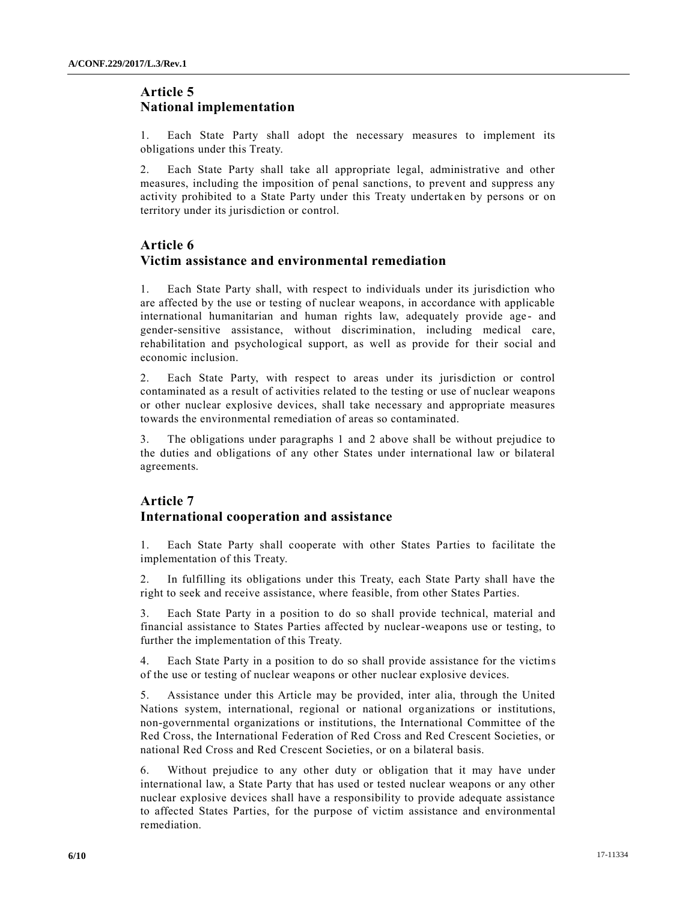## Article 5
## National implementation

1. Each State Party shall adopt the necessary measures to implement its obligations under this Treaty.

2. Each State Party shall take all appropriate legal, administrative and other measures, including the imposition of penal sanctions, to prevent and suppress any activity prohibited to a State Party under this Treaty undertaken by persons or on territory under its jurisdiction or control.

## Article 6
## Victim assistance and environmental remediation

1. Each State Party shall, with respect to individuals under its jurisdiction who are affected by the use or testing of nuclear weapons, in accordance with applicable international humanitarian and human rights law, adequately provide age- and gender-sensitive assistance, without discrimination, including medical care, rehabilitation and psychological support, as well as provide for their social and economic inclusion.

2. Each State Party, with respect to areas under its jurisdiction or control contaminated as a result of activities related to the testing or use of nuclear weapons or other nuclear explosive devices, shall take necessary and appropriate measures towards the environmental remediation of areas so contaminated.

3. The obligations under paragraphs 1 and 2 above shall be without prejudice to the duties and obligations of any other States under international law or bilateral agreements.

## Article 7
## International cooperation and assistance

1. Each State Party shall cooperate with other States Parties to facilitate the implementation of this Treaty.

2. In fulfilling its obligations under this Treaty, each State Party shall have the right to seek and receive assistance, where feasible, from other States Parties.

3. Each State Party in a position to do so shall provide technical, material and financial assistance to States Parties affected by nuclear-weapons use or testing, to further the implementation of this Treaty.

4. Each State Party in a position to do so shall provide assistance for the victims of the use or testing of nuclear weapons or other nuclear explosive devices.

5. Assistance under this Article may be provided, inter alia, through the United Nations system, international, regional or national organizations or institutions, non-governmental organizations or institutions, the International Committee of the Red Cross, the International Federation of Red Cross and Red Crescent Societies, or national Red Cross and Red Crescent Societies, or on a bilateral basis.

6. Without prejudice to any other duty or obligation that it may have under international law, a State Party that has used or tested nuclear weapons or any other nuclear explosive devices shall have a responsibility to provide adequate assistance to affected States Parties, for the purpose of victim assistance and environmental remediation.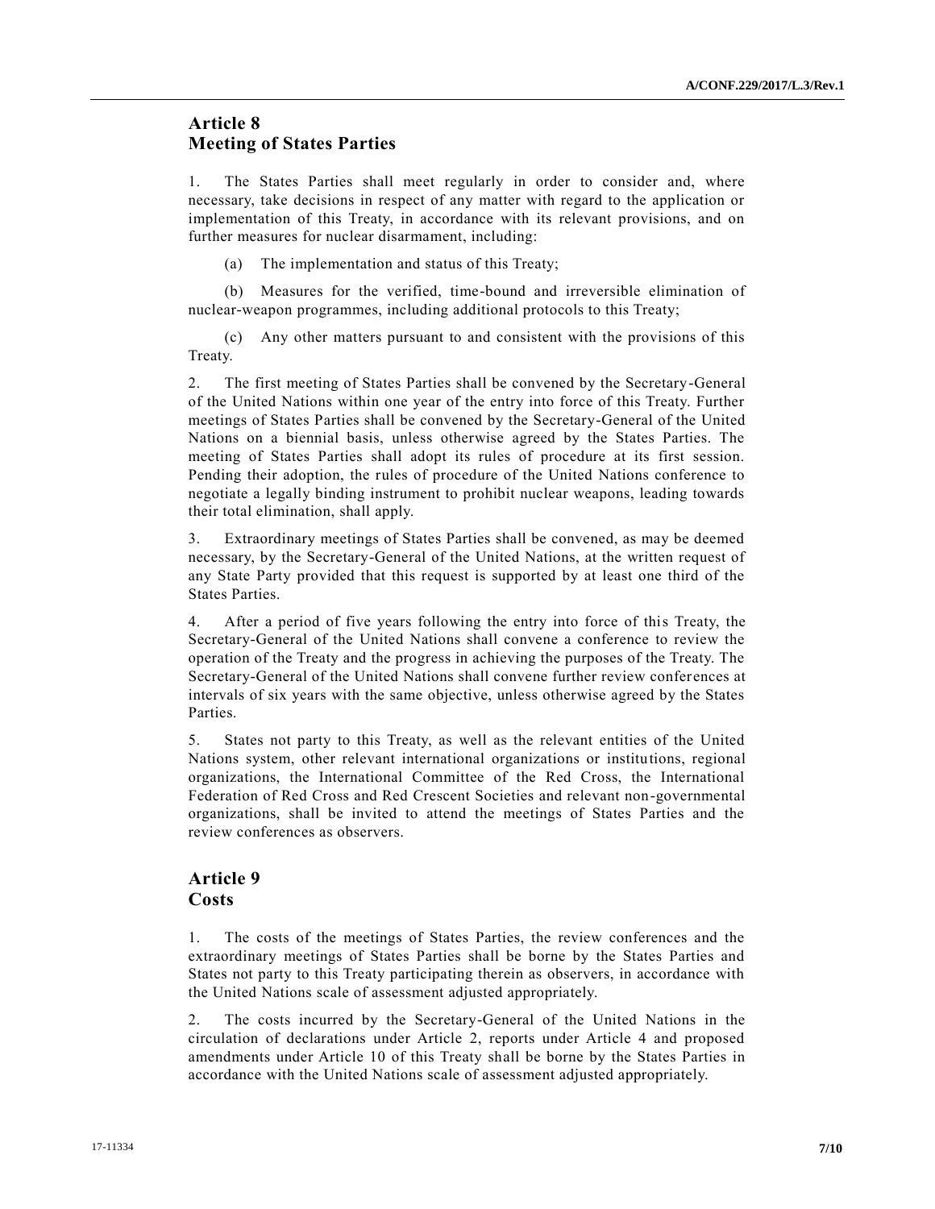## Article 8
## Meeting of States Parties

1. The States Parties shall meet regularly in order to consider and, where necessary, take decisions in respect of any matter with regard to the application or implementation of this Treaty, in accordance with its relevant provisions, and on further measures for nuclear disarmament, including:

(a) The implementation and status of this Treaty;

(b) Measures for the verified, time-bound and irreversible elimination of nuclear-weapon programmes, including additional protocols to this Treaty;

(c) Any other matters pursuant to and consistent with the provisions of this Treaty.

2. The first meeting of States Parties shall be convened by the Secretary-General of the United Nations within one year of the entry into force of this Treaty. Further meetings of States Parties shall be convened by the Secretary-General of the United Nations on a biennial basis, unless otherwise agreed by the States Parties. The meeting of States Parties shall adopt its rules of procedure at its first session. Pending their adoption, the rules of procedure of the United Nations conference to negotiate a legally binding instrument to prohibit nuclear weapons, leading towards their total elimination, shall apply.

3. Extraordinary meetings of States Parties shall be convened, as may be deemed necessary, by the Secretary-General of the United Nations, at the written request of any State Party provided that this request is supported by at least one third of the States Parties.

4. After a period of five years following the entry into force of this Treaty, the Secretary-General of the United Nations shall convene a conference to review the operation of the Treaty and the progress in achieving the purposes of the Treaty. The Secretary-General of the United Nations shall convene further review conferences at intervals of six years with the same objective, unless otherwise agreed by the States Parties.

5. States not party to this Treaty, as well as the relevant entities of the United Nations system, other relevant international organizations or institutions, regional organizations, the International Committee of the Red Cross, the International Federation of Red Cross and Red Crescent Societies and relevant non-governmental organizations, shall be invited to attend the meetings of States Parties and the review conferences as observers.

## Article 9
## Costs

1. The costs of the meetings of States Parties, the review conferences and the extraordinary meetings of States Parties shall be borne by the States Parties and States not party to this Treaty participating therein as observers, in accordance with the United Nations scale of assessment adjusted appropriately.

2. The costs incurred by the Secretary-General of the United Nations in the circulation of declarations under Article 2, reports under Article 4 and proposed amendments under Article 10 of this Treaty shall be borne by the States Parties in accordance with the United Nations scale of assessment adjusted appropriately.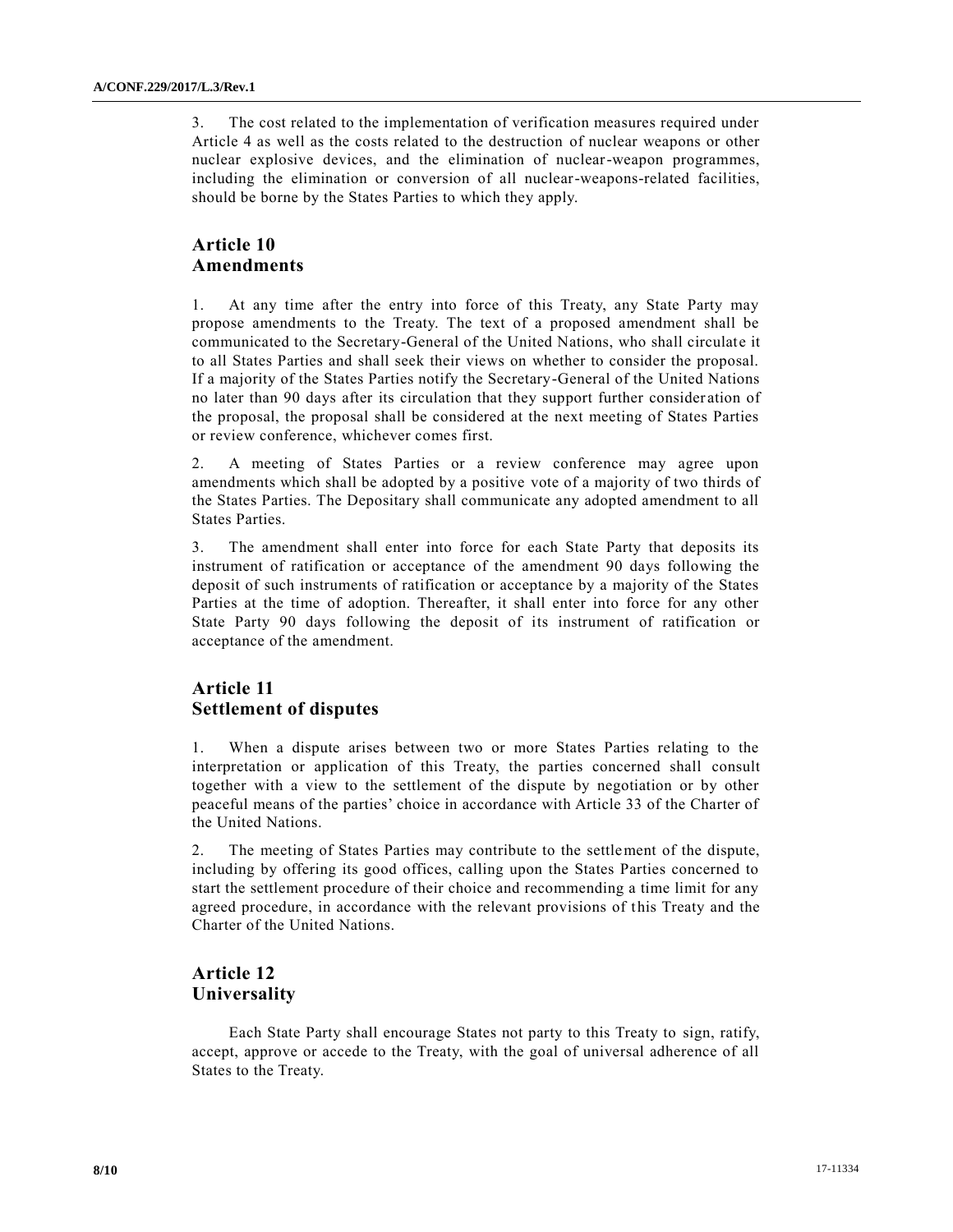3. The cost related to the implementation of verification measures required under Article 4 as well as the costs related to the destruction of nuclear weapons or other nuclear explosive devices, and the elimination of nuclear-weapon programmes, including the elimination or conversion of all nuclear-weapons-related facilities, should be borne by the States Parties to which they apply.

## Article 10
## Amendments

1. At any time after the entry into force of this Treaty, any State Party may propose amendments to the Treaty. The text of a proposed amendment shall be communicated to the Secretary-General of the United Nations, who shall circulate it to all States Parties and shall seek their views on whether to consider the proposal. If a majority of the States Parties notify the Secretary-General of the United Nations no later than 90 days after its circulation that they support further consideration of the proposal, the proposal shall be considered at the next meeting of States Parties or review conference, whichever comes first.

2. A meeting of States Parties or a review conference may agree upon amendments which shall be adopted by a positive vote of a majority of two thirds of the States Parties. The Depositary shall communicate any adopted amendment to all States Parties.

3. The amendment shall enter into force for each State Party that deposits its instrument of ratification or acceptance of the amendment 90 days following the deposit of such instruments of ratification or acceptance by a majority of the States Parties at the time of adoption. Thereafter, it shall enter into force for any other State Party 90 days following the deposit of its instrument of ratification or acceptance of the amendment.

## Article 11
## Settlement of disputes

1. When a dispute arises between two or more States Parties relating to the interpretation or application of this Treaty, the parties concerned shall consult together with a view to the settlement of the dispute by negotiation or by other peaceful means of the parties' choice in accordance with Article 33 of the Charter of the United Nations.

2. The meeting of States Parties may contribute to the settlement of the dispute, including by offering its good offices, calling upon the States Parties concerned to start the settlement procedure of their choice and recommending a time limit for any agreed procedure, in accordance with the relevant provisions of this Treaty and the Charter of the United Nations.

## Article 12
## Universality

Each State Party shall encourage States not party to this Treaty to sign, ratify, accept, approve or accede to the Treaty, with the goal of universal adherence of all States to the Treaty.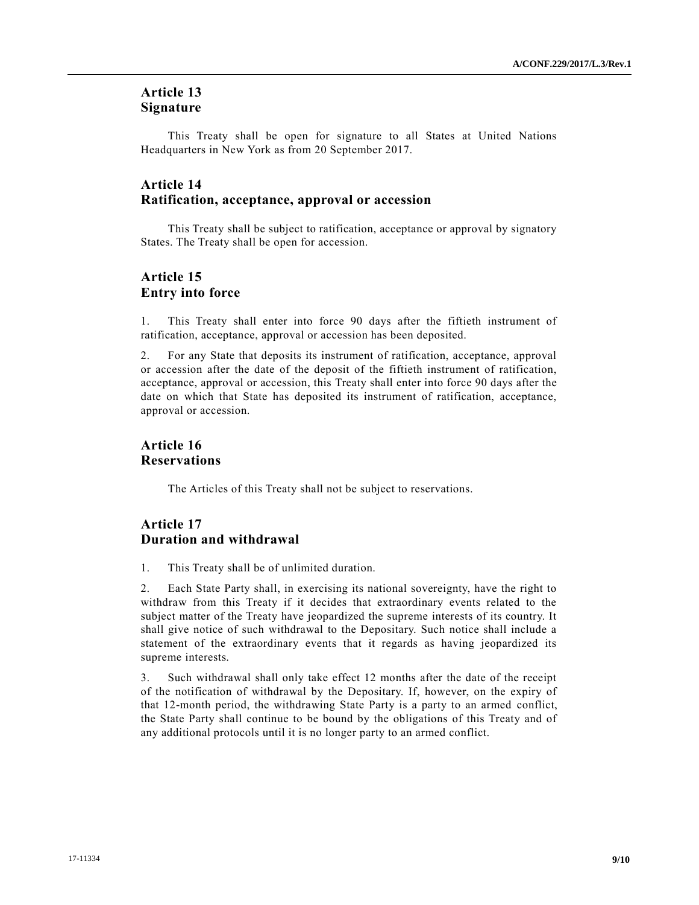## Article 13
## Signature

This Treaty shall be open for signature to all States at United Nations Headquarters in New York as from 20 September 2017.

## Article 14
## Ratification, acceptance, approval or accession

This Treaty shall be subject to ratification, acceptance or approval by signatory States. The Treaty shall be open for accession.

## Article 15
## Entry into force

1. This Treaty shall enter into force 90 days after the fiftieth instrument of ratification, acceptance, approval or accession has been deposited.

2. For any State that deposits its instrument of ratification, acceptance, approval or accession after the date of the deposit of the fiftieth instrument of ratification, acceptance, approval or accession, this Treaty shall enter into force 90 days after the date on which that State has deposited its instrument of ratification, acceptance, approval or accession.

## Article 16
## Reservations

The Articles of this Treaty shall not be subject to reservations.

## Article 17
## Duration and withdrawal

1. This Treaty shall be of unlimited duration.

2. Each State Party shall, in exercising its national sovereignty, have the right to withdraw from this Treaty if it decides that extraordinary events related to the subject matter of the Treaty have jeopardized the supreme interests of its country. It shall give notice of such withdrawal to the Depositary. Such notice shall include a statement of the extraordinary events that it regards as having jeopardized its supreme interests.

3. Such withdrawal shall only take effect 12 months after the date of the receipt of the notification of withdrawal by the Depositary. If, however, on the expiry of that 12-month period, the withdrawing State Party is a party to an armed conflict, the State Party shall continue to be bound by the obligations of this Treaty and of any additional protocols until it is no longer party to an armed conflict.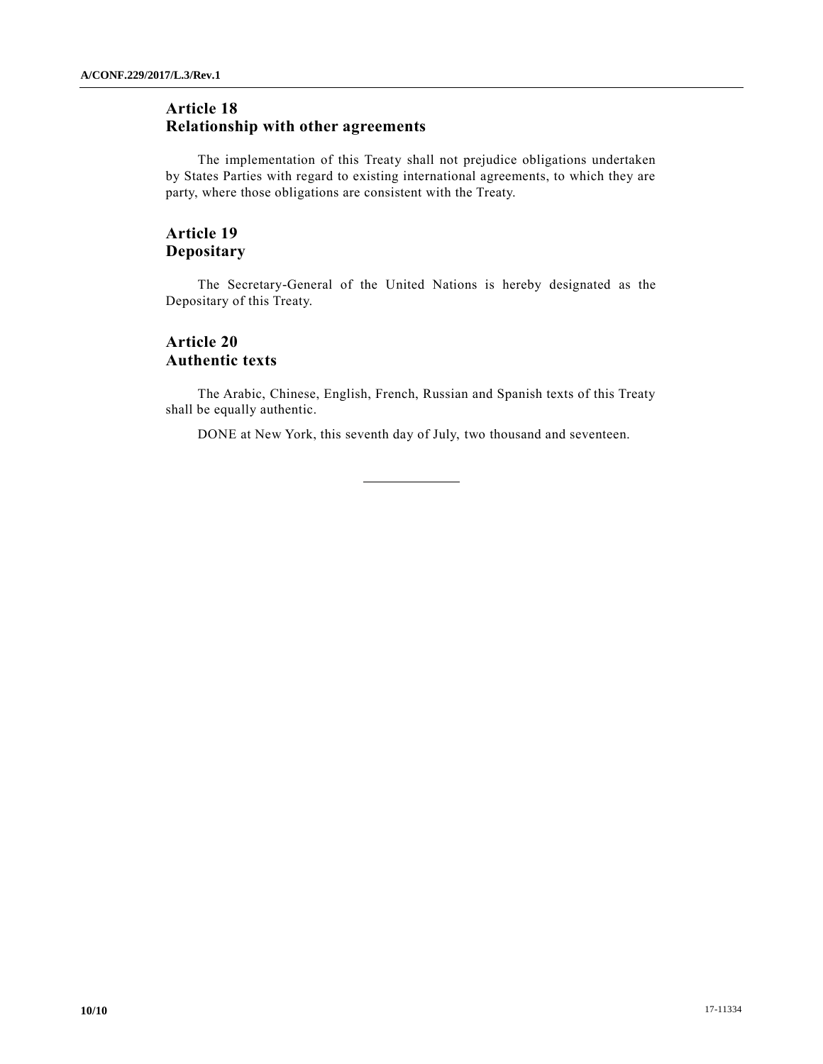## Article 18
## Relationship with other agreements

The implementation of this Treaty shall not prejudice obligations undertaken by States Parties with regard to existing international agreements, to which they are party, where those obligations are consistent with the Treaty.

## Article 19
## Depositary

The Secretary-General of the United Nations is hereby designated as the Depositary of this Treaty.

## Article 20
## Authentic texts

The Arabic, Chinese, English, French, Russian and Spanish texts of this Treaty shall be equally authentic.

DONE at New York, this seventh day of July, two thousand and seventeen.